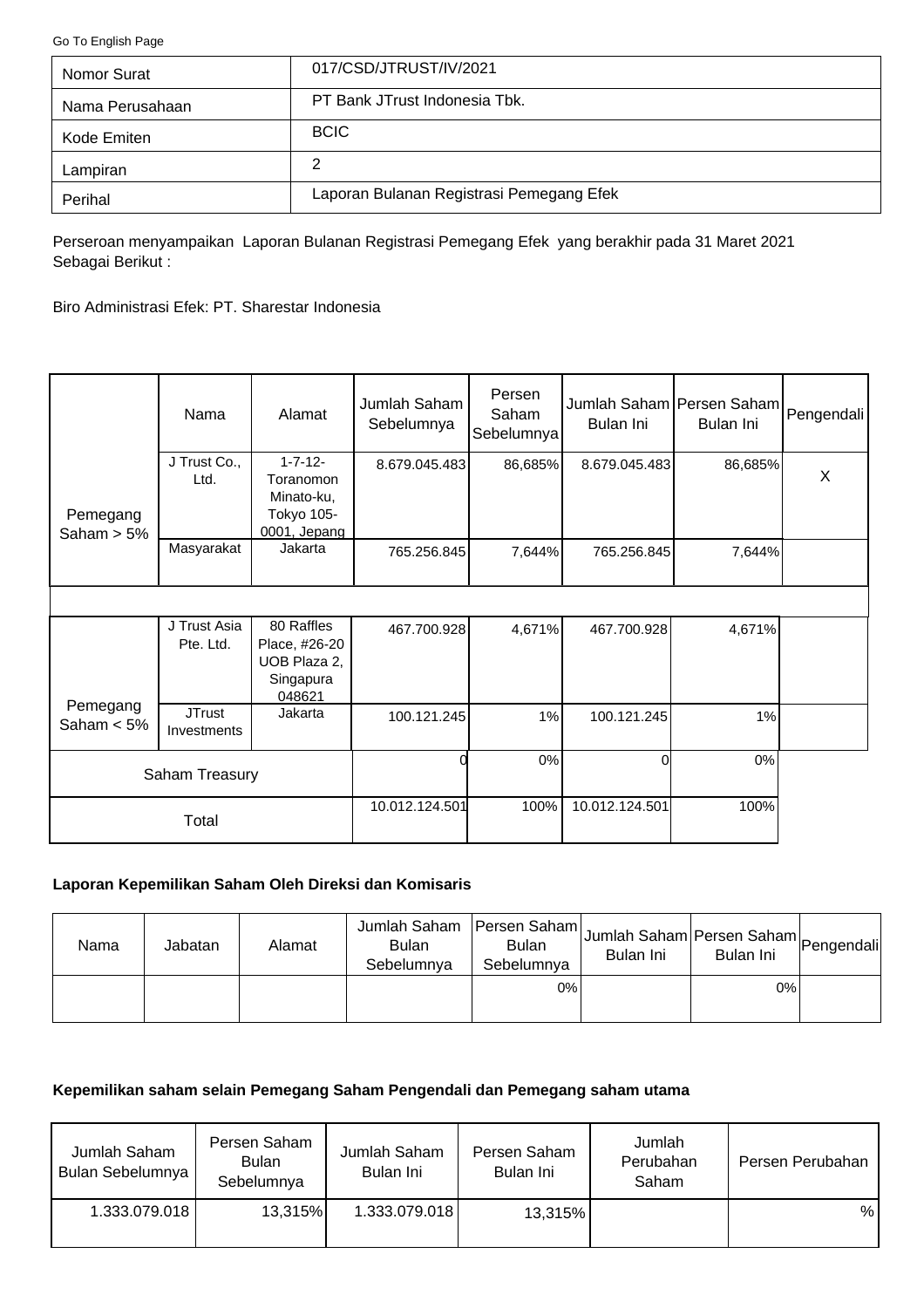Go To English Page

| Nomor Surat | 017/CSD/JTRUST/IV/2021 |
|---|---|
| Nama Perusahaan | PT Bank JTrust Indonesia Tbk. |
| Kode Emiten | BCIC |
| Lampiran | 2 |
| Perihal | Laporan Bulanan Registrasi Pemegang Efek |

Perseroan menyampaikan Laporan Bulanan Registrasi Pemegang Efek yang berakhir pada 31 Maret 2021 Sebagai Berikut :

Biro Administrasi Efek: PT. Sharestar Indonesia

| | Nama | Alamat | Jumlah Saham Sebelumnya | Persen Saham Sebelumnya | Jumlah Saham Bulan Ini | Persen Saham Bulan Ini | Pengendali |
|---|---|---|---|---|---|---|---|
| Pemegang Saham > 5% | J Trust Co., Ltd. | 1-7-12- Toranomon Minato-ku, Tokyo 105-0001, Jepang | 8.679.045.483 | 86,685% | 8.679.045.483 | 86,685% | X |
| | Masyarakat | Jakarta | 765.256.845 | 7,644% | 765.256.845 | 7,644% | |
| | | | | | | | |
| Pemegang Saham < 5% | J Trust Asia Pte. Ltd. | 80 Raffles Place, #26-20 UOB Plaza 2, Singapura 048621 | 467.700.928 | 4,671% | 467.700.928 | 4,671% | |
| | JTrust Investments | Jakarta | 100.121.245 | 1% | 100.121.245 | 1% | |
| Saham Treasury | | | 0 | 0% | 0 | 0% | |
| Total | | | 10.012.124.501 | 100% | 10.012.124.501 | 100% | |

**Laporan Kepemilikan Saham Oleh Direksi dan Komisaris**

| Nama | Jabatan | Alamat | Jumlah Saham Bulan Sebelumnya | Persen Saham Bulan Sebelumnya | Jumlah Saham Bulan Ini | Persen Saham Bulan Ini | Pengendali |
|---|---|---|---|---|---|---|---|
| | | | | 0% | | 0% | |

**Kepemilikan saham selain Pemegang Saham Pengendali dan Pemegang saham utama**

| Jumlah Saham Bulan Sebelumnya | Persen Saham Bulan Sebelumnya | Jumlah Saham Bulan Ini | Persen Saham Bulan Ini | Jumlah Perubahan Saham | Persen Perubahan |
|---|---|---|---|---|---|
| 1.333.079.018 | 13,315% | 1.333.079.018 | 13,315% | | % |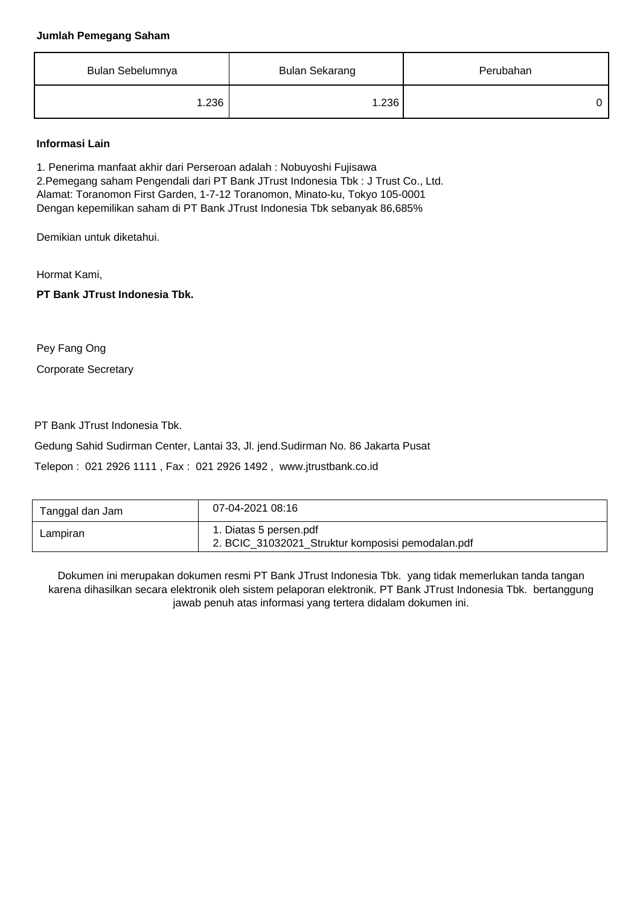**Jumlah Pemegang Saham**

| Bulan Sebelumnya | Bulan Sekarang | Perubahan |
|---|---|---|
| 1.236 | 1.236 | 0 |

**Informasi Lain**

1. Penerima manfaat akhir dari Perseroan adalah : Nobuyoshi Fujisawa
2.Pemegang saham Pengendali dari PT Bank JTrust Indonesia Tbk : J Trust Co., Ltd.
Alamat: Toranomon First Garden, 1-7-12 Toranomon, Minato-ku, Tokyo 105-0001
Dengan kepemilikan saham di PT Bank JTrust Indonesia Tbk sebanyak 86,685%

Demikian untuk diketahui.

Hormat Kami,

**PT Bank JTrust Indonesia Tbk.**

Pey Fang Ong

Corporate Secretary

PT Bank JTrust Indonesia Tbk.

Gedung Sahid Sudirman Center, Lantai 33, Jl. jend.Sudirman No. 86 Jakarta Pusat

Telepon : 021 2926 1111 , Fax : 021 2926 1492 , www.jtrustbank.co.id

| Tanggal dan Jam | 07-04-2021 08:16 |
|---|---|
| Lampiran | 1. Diatas 5 persen.pdf<br>2. BCIC_31032021_Struktur komposisi pemodalan.pdf |

Dokumen ini merupakan dokumen resmi PT Bank JTrust Indonesia Tbk. yang tidak memerlukan tanda tangan karena dihasilkan secara elektronik oleh sistem pelaporan elektronik. PT Bank JTrust Indonesia Tbk. bertanggung jawab penuh atas informasi yang tertera didalam dokumen ini.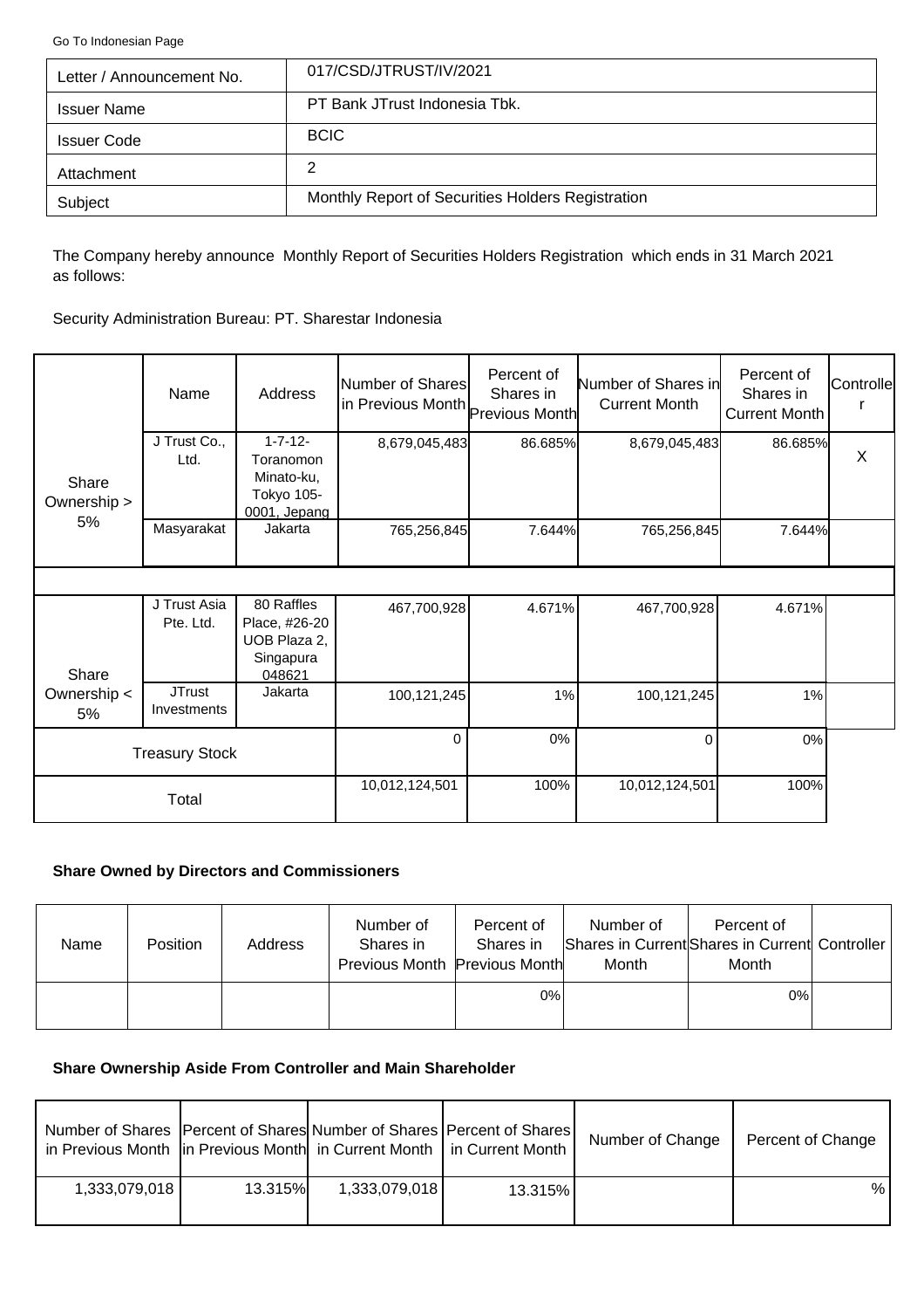Go To Indonesian Page

| Letter / Announcement No. | 017/CSD/JTRUST/IV/2021 |
|---|---|
| Issuer Name | PT Bank JTrust Indonesia Tbk. |
| Issuer Code | BCIC |
| Attachment | 2 |
| Subject | Monthly Report of Securities Holders Registration |

The Company hereby announce Monthly Report of Securities Holders Registration which ends in 31 March 2021 as follows:

Security Administration Bureau: PT. Sharestar Indonesia

| | Name | Address | Number of Shares in Previous Month | Percent of Shares in Previous Month | Number of Shares in Current Month | Percent of Shares in Current Month | Controller |
|---|---|---|---|---|---|---|---|
| Share Ownership > 5% | J Trust Co., Ltd. | 1-7-12- Toranomon Minato-ku, Tokyo 105-0001, Jepang | 8,679,045,483 | 86.685% | 8,679,045,483 | 86.685% | X |
| | Masyarakat | Jakarta | 765,256,845 | 7.644% | 765,256,845 | 7.644% | |
| Share Ownership < 5% | J Trust Asia Pte. Ltd. | 80 Raffles Place, #26-20 UOB Plaza 2, Singapura 048621 | 467,700,928 | 4.671% | 467,700,928 | 4.671% | |
| | JTrust Investments | Jakarta | 100,121,245 | 1% | 100,121,245 | 1% | |
| Treasury Stock | | | 0 | 0% | 0 | 0% | |
| Total | | | 10,012,124,501 | 100% | 10,012,124,501 | 100% | |

**Share Owned by Directors and Commissioners**

| Name | Position | Address | Number of Shares in Previous Month | Percent of Shares in Previous Month | Number of Shares in Current Month | Percent of Shares in Current Month | Controller |
|---|---|---|---|---|---|---|---|
| | | | | 0% | | 0% | |

**Share Ownership Aside From Controller and Main Shareholder**

| Number of Shares in Previous Month | Percent of Shares in Previous Month | Number of Shares in Current Month | Percent of Shares in Current Month | Number of Change | Percent of Change |
|---|---|---|---|---|---|
| 1,333,079,018 | 13.315% | 1,333,079,018 | 13.315% | | % |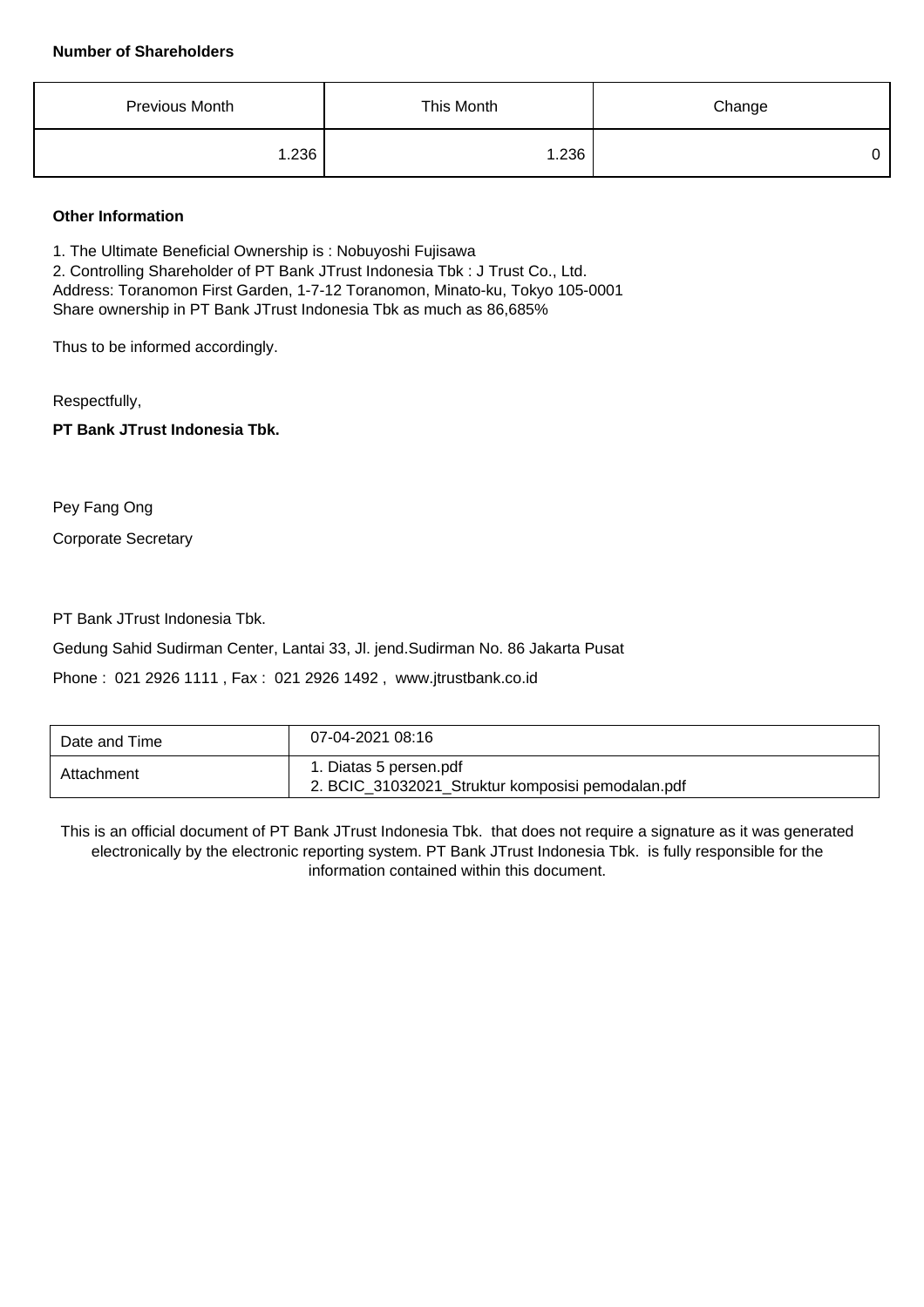**Number of Shareholders**

| Previous Month | This Month | Change |
| --- | --- | --- |
| 1.236 | 1.236 | 0 |

**Other Information**

1. The Ultimate Beneficial Ownership is : Nobuyoshi Fujisawa
2. Controlling Shareholder of PT Bank JTrust Indonesia Tbk : J Trust Co., Ltd.
Address: Toranomon First Garden, 1-7-12 Toranomon, Minato-ku, Tokyo 105-0001
Share ownership in PT Bank JTrust Indonesia Tbk as much as 86,685%

Thus to be informed accordingly.

Respectfully,

**PT Bank JTrust Indonesia Tbk.**

Pey Fang Ong

Corporate Secretary

PT Bank JTrust Indonesia Tbk.

Gedung Sahid Sudirman Center, Lantai 33, Jl. jend.Sudirman No. 86 Jakarta Pusat

Phone : 021 2926 1111 , Fax : 021 2926 1492 , www.jtrustbank.co.id

| | |
| --- | --- |
| Date and Time | 07-04-2021 08:16 |
| Attachment | 1. Diatas 5 persen.pdf<br>2. BCIC_31032021_Struktur komposisi pemodalan.pdf |

This is an official document of PT Bank JTrust Indonesia Tbk. that does not require a signature as it was generated electronically by the electronic reporting system. PT Bank JTrust Indonesia Tbk. is fully responsible for the information contained within this document.